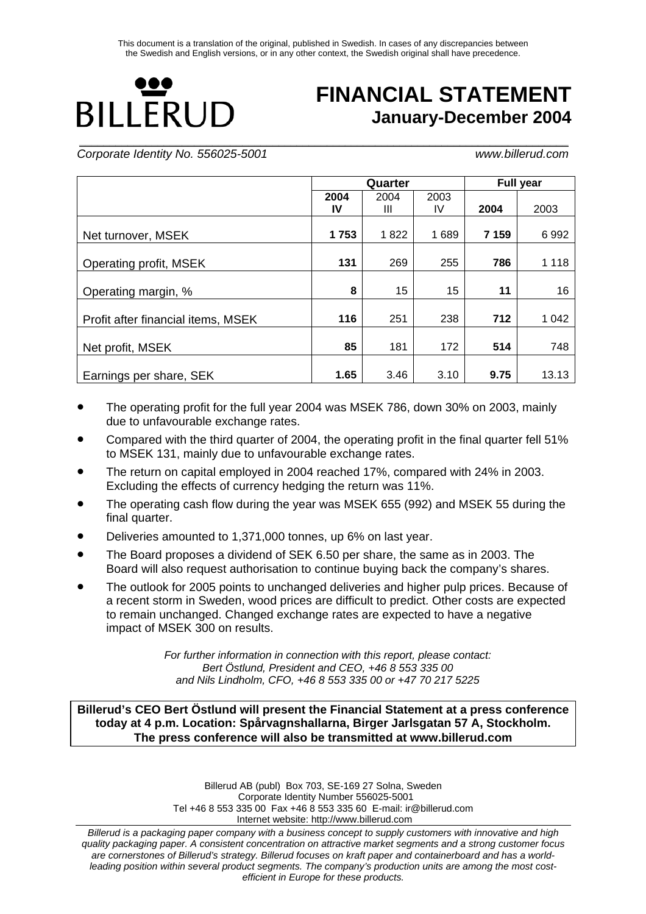This document is a translation of the original, published in Swedish. In cases of any discrepancies between the Swedish and English versions, or in any other context, the Swedish original shall have precedence.

BILLERUD

# FINANCIAL STATEMENT
## January-December 2004

*Corporate Identity No. 556025-5001* *www.billerud.com*

| | Quarter | | | Full year | |
|---|---|---|---|---|---|
| | **2004 IV** | 2004 III | 2003 IV | **2004** | 2003 |
| Net turnover, MSEK | **1 753** | 1 822 | 1 689 | **7 159** | 6 992 |
| Operating profit, MSEK | **131** | 269 | 255 | **786** | 1 118 |
| Operating margin, % | **8** | 15 | 15 | **11** | 16 |
| Profit after financial items, MSEK | **116** | 251 | 238 | **712** | 1 042 |
| Net profit, MSEK | **85** | 181 | 172 | **514** | 748 |
| Earnings per share, SEK | **1.65** | 3.46 | 3.10 | **9.75** | 13.13 |

- The operating profit for the full year 2004 was MSEK 786, down 30% on 2003, mainly due to unfavourable exchange rates.
- Compared with the third quarter of 2004, the operating profit in the final quarter fell 51% to MSEK 131, mainly due to unfavourable exchange rates.
- The return on capital employed in 2004 reached 17%, compared with 24% in 2003. Excluding the effects of currency hedging the return was 11%.
- The operating cash flow during the year was MSEK 655 (992) and MSEK 55 during the final quarter.
- Deliveries amounted to 1,371,000 tonnes, up 6% on last year.
- The Board proposes a dividend of SEK 6.50 per share, the same as in 2003. The Board will also request authorisation to continue buying back the company's shares.
- The outlook for 2005 points to unchanged deliveries and higher pulp prices. Because of a recent storm in Sweden, wood prices are difficult to predict. Other costs are expected to remain unchanged. Changed exchange rates are expected to have a negative impact of MSEK 300 on results.

*For further information in connection with this report, please contact:*
*Bert Östlund, President and CEO, +46 8 553 335 00*
*and Nils Lindholm, CFO, +46 8 553 335 00 or +47 70 217 5225*

**Billerud's CEO Bert Östlund will present the Financial Statement at a press conference today at 4 p.m. Location: Spårvagnshallarna, Birger Jarlsgatan 57 A, Stockholm. The press conference will also be transmitted at www.billerud.com**

Billerud AB (publ) Box 703, SE-169 27 Solna, Sweden
Corporate Identity Number 556025-5001
Tel +46 8 553 335 00 Fax +46 8 553 335 60 E-mail: ir@billerud.com
Internet website: http://www.billerud.com

*Billerud is a packaging paper company with a business concept to supply customers with innovative and high quality packaging paper. A consistent concentration on attractive market segments and a strong customer focus are cornerstones of Billerud's strategy. Billerud focuses on kraft paper and containerboard and has a world-leading position within several product segments. The company's production units are among the most cost-efficient in Europe for these products.*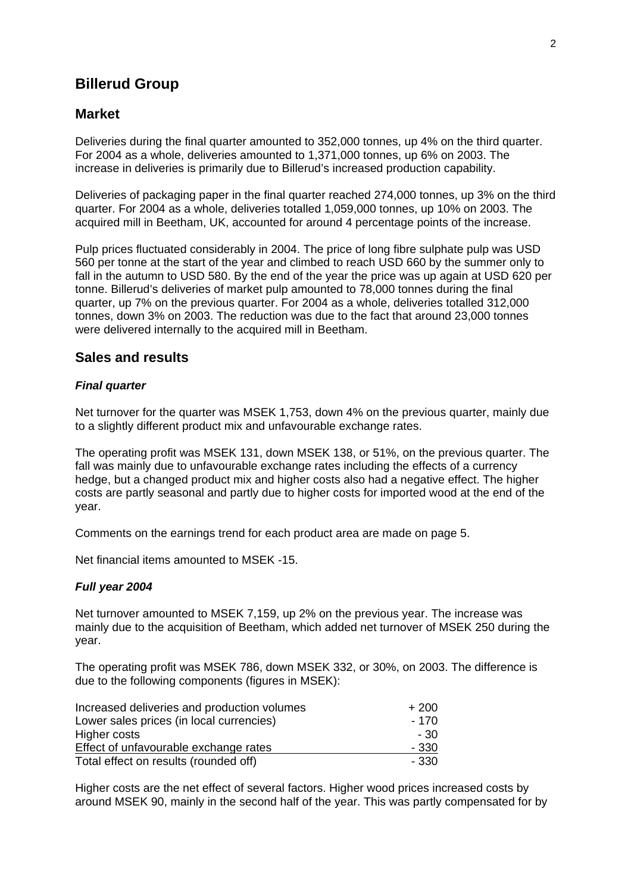# Billerud Group

## Market

Deliveries during the final quarter amounted to 352,000 tonnes, up 4% on the third quarter. For 2004 as a whole, deliveries amounted to 1,371,000 tonnes, up 6% on 2003. The increase in deliveries is primarily due to Billerud's increased production capability.

Deliveries of packaging paper in the final quarter reached 274,000 tonnes, up 3% on the third quarter. For 2004 as a whole, deliveries totalled 1,059,000 tonnes, up 10% on 2003. The acquired mill in Beetham, UK, accounted for around 4 percentage points of the increase.

Pulp prices fluctuated considerably in 2004. The price of long fibre sulphate pulp was USD 560 per tonne at the start of the year and climbed to reach USD 660 by the summer only to fall in the autumn to USD 580. By the end of the year the price was up again at USD 620 per tonne. Billerud's deliveries of market pulp amounted to 78,000 tonnes during the final quarter, up 7% on the previous quarter. For 2004 as a whole, deliveries totalled 312,000 tonnes, down 3% on 2003. The reduction was due to the fact that around 23,000 tonnes were delivered internally to the acquired mill in Beetham.

## Sales and results

### *Final quarter*

Net turnover for the quarter was MSEK 1,753, down 4% on the previous quarter, mainly due to a slightly different product mix and unfavourable exchange rates.

The operating profit was MSEK 131, down MSEK 138, or 51%, on the previous quarter. The fall was mainly due to unfavourable exchange rates including the effects of a currency hedge, but a changed product mix and higher costs also had a negative effect. The higher costs are partly seasonal and partly due to higher costs for imported wood at the end of the year.

Comments on the earnings trend for each product area are made on page 5.

Net financial items amounted to MSEK -15.

### *Full year 2004*

Net turnover amounted to MSEK 7,159, up 2% on the previous year. The increase was mainly due to the acquisition of Beetham, which added net turnover of MSEK 250 during the year.

The operating profit was MSEK 786, down MSEK 332, or 30%, on 2003. The difference is due to the following components (figures in MSEK):

| | |
|---|---|
| Increased deliveries and production volumes | + 200 |
| Lower sales prices (in local currencies) | - 170 |
| Higher costs | - 30 |
| Effect of unfavourable exchange rates | - 330 |
| Total effect on results (rounded off) | - 330 |

Higher costs are the net effect of several factors. Higher wood prices increased costs by around MSEK 90, mainly in the second half of the year. This was partly compensated for by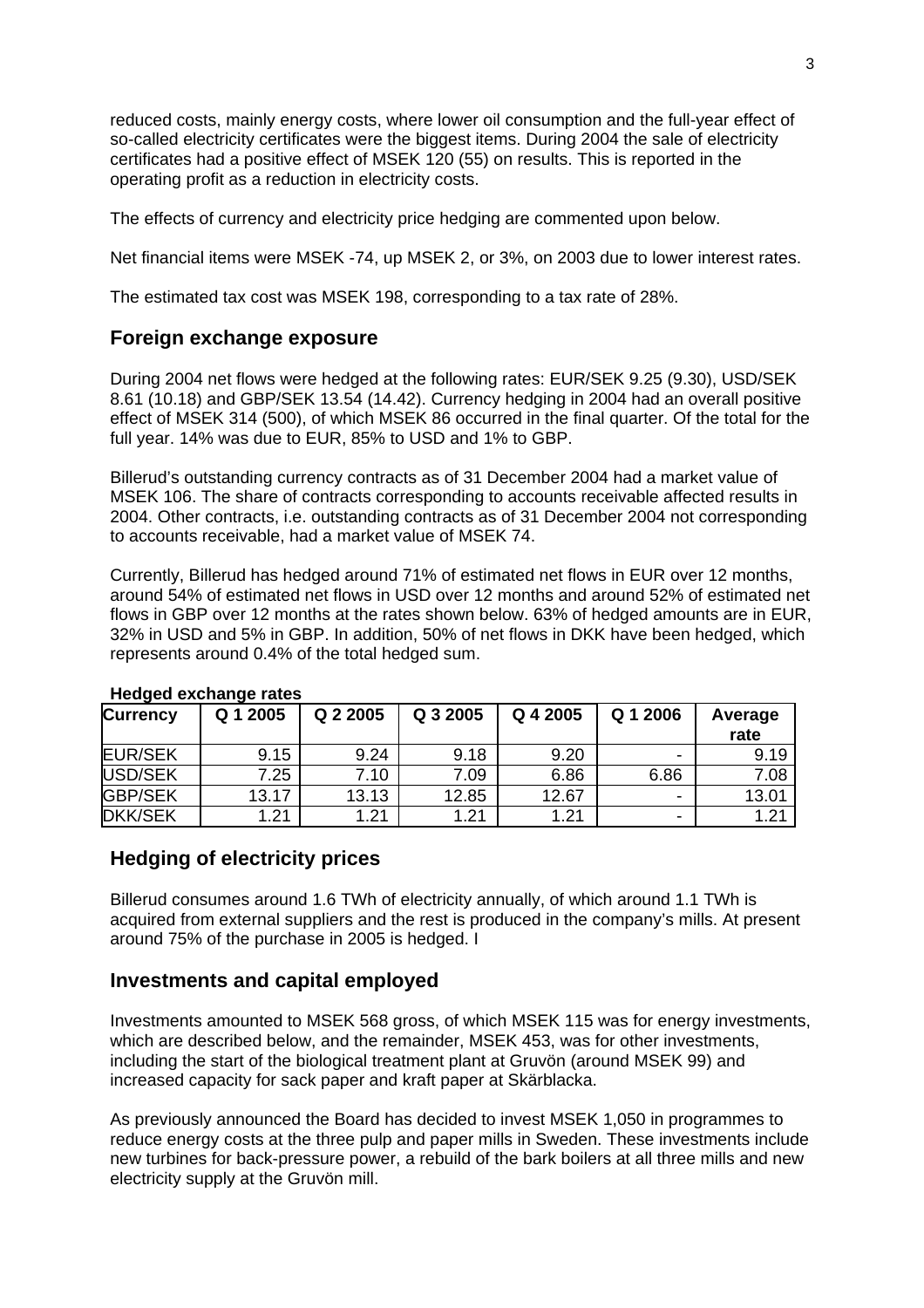reduced costs, mainly energy costs, where lower oil consumption and the full-year effect of so-called electricity certificates were the biggest items. During 2004 the sale of electricity certificates had a positive effect of MSEK 120 (55) on results. This is reported in the operating profit as a reduction in electricity costs.

The effects of currency and electricity price hedging are commented upon below.

Net financial items were MSEK -74, up MSEK 2, or 3%, on 2003 due to lower interest rates.

The estimated tax cost was MSEK 198, corresponding to a tax rate of 28%.

## Foreign exchange exposure

During 2004 net flows were hedged at the following rates: EUR/SEK 9.25 (9.30), USD/SEK 8.61 (10.18) and GBP/SEK 13.54 (14.42). Currency hedging in 2004 had an overall positive effect of MSEK 314 (500), of which MSEK 86 occurred in the final quarter. Of the total for the full year. 14% was due to EUR, 85% to USD and 1% to GBP.

Billerud's outstanding currency contracts as of 31 December 2004 had a market value of MSEK 106. The share of contracts corresponding to accounts receivable affected results in 2004. Other contracts, i.e. outstanding contracts as of 31 December 2004 not corresponding to accounts receivable, had a market value of MSEK 74.

Currently, Billerud has hedged around 71% of estimated net flows in EUR over 12 months, around 54% of estimated net flows in USD over 12 months and around 52% of estimated net flows in GBP over 12 months at the rates shown below. 63% of hedged amounts are in EUR, 32% in USD and 5% in GBP. In addition, 50% of net flows in DKK have been hedged, which represents around 0.4% of the total hedged sum.

**Hedged exchange rates**

| Currency | Q 1 2005 | Q 2 2005 | Q 3 2005 | Q 4 2005 | Q 1 2006 | Average rate |
|---|---|---|---|---|---|---|
| EUR/SEK | 9.15 | 9.24 | 9.18 | 9.20 | - | 9.19 |
| USD/SEK | 7.25 | 7.10 | 7.09 | 6.86 | 6.86 | 7.08 |
| GBP/SEK | 13.17 | 13.13 | 12.85 | 12.67 | - | 13.01 |
| DKK/SEK | 1.21 | 1.21 | 1.21 | 1.21 | - | 1.21 |

## Hedging of electricity prices

Billerud consumes around 1.6 TWh of electricity annually, of which around 1.1 TWh is acquired from external suppliers and the rest is produced in the company's mills. At present around 75% of the purchase in 2005 is hedged. I

## Investments and capital employed

Investments amounted to MSEK 568 gross, of which MSEK 115 was for energy investments, which are described below, and the remainder, MSEK 453, was for other investments, including the start of the biological treatment plant at Gruvön (around MSEK 99) and increased capacity for sack paper and kraft paper at Skärblacka.

As previously announced the Board has decided to invest MSEK 1,050 in programmes to reduce energy costs at the three pulp and paper mills in Sweden. These investments include new turbines for back-pressure power, a rebuild of the bark boilers at all three mills and new electricity supply at the Gruvön mill.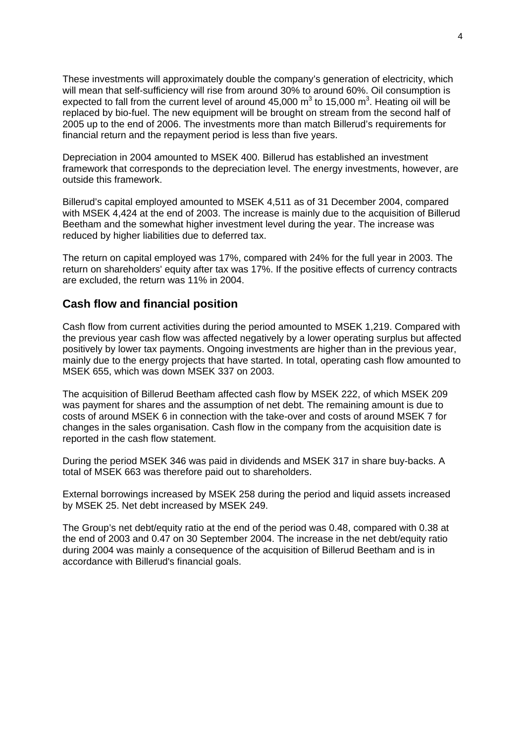These investments will approximately double the company's generation of electricity, which will mean that self-sufficiency will rise from around 30% to around 60%. Oil consumption is expected to fall from the current level of around 45,000 $m^3$ to 15,000 $m^3$. Heating oil will be replaced by bio-fuel. The new equipment will be brought on stream from the second half of 2005 up to the end of 2006. The investments more than match Billerud's requirements for financial return and the repayment period is less than five years.

Depreciation in 2004 amounted to MSEK 400. Billerud has established an investment framework that corresponds to the depreciation level. The energy investments, however, are outside this framework.

Billerud's capital employed amounted to MSEK 4,511 as of 31 December 2004, compared with MSEK 4,424 at the end of 2003. The increase is mainly due to the acquisition of Billerud Beetham and the somewhat higher investment level during the year. The increase was reduced by higher liabilities due to deferred tax.

The return on capital employed was 17%, compared with 24% for the full year in 2003. The return on shareholders' equity after tax was 17%. If the positive effects of currency contracts are excluded, the return was 11% in 2004.

## Cash flow and financial position

Cash flow from current activities during the period amounted to MSEK 1,219. Compared with the previous year cash flow was affected negatively by a lower operating surplus but affected positively by lower tax payments. Ongoing investments are higher than in the previous year, mainly due to the energy projects that have started. In total, operating cash flow amounted to MSEK 655, which was down MSEK 337 on 2003.

The acquisition of Billerud Beetham affected cash flow by MSEK 222, of which MSEK 209 was payment for shares and the assumption of net debt. The remaining amount is due to costs of around MSEK 6 in connection with the take-over and costs of around MSEK 7 for changes in the sales organisation. Cash flow in the company from the acquisition date is reported in the cash flow statement.

During the period MSEK 346 was paid in dividends and MSEK 317 in share buy-backs. A total of MSEK 663 was therefore paid out to shareholders.

External borrowings increased by MSEK 258 during the period and liquid assets increased by MSEK 25. Net debt increased by MSEK 249.

The Group's net debt/equity ratio at the end of the period was 0.48, compared with 0.38 at the end of 2003 and 0.47 on 30 September 2004. The increase in the net debt/equity ratio during 2004 was mainly a consequence of the acquisition of Billerud Beetham and is in accordance with Billerud's financial goals.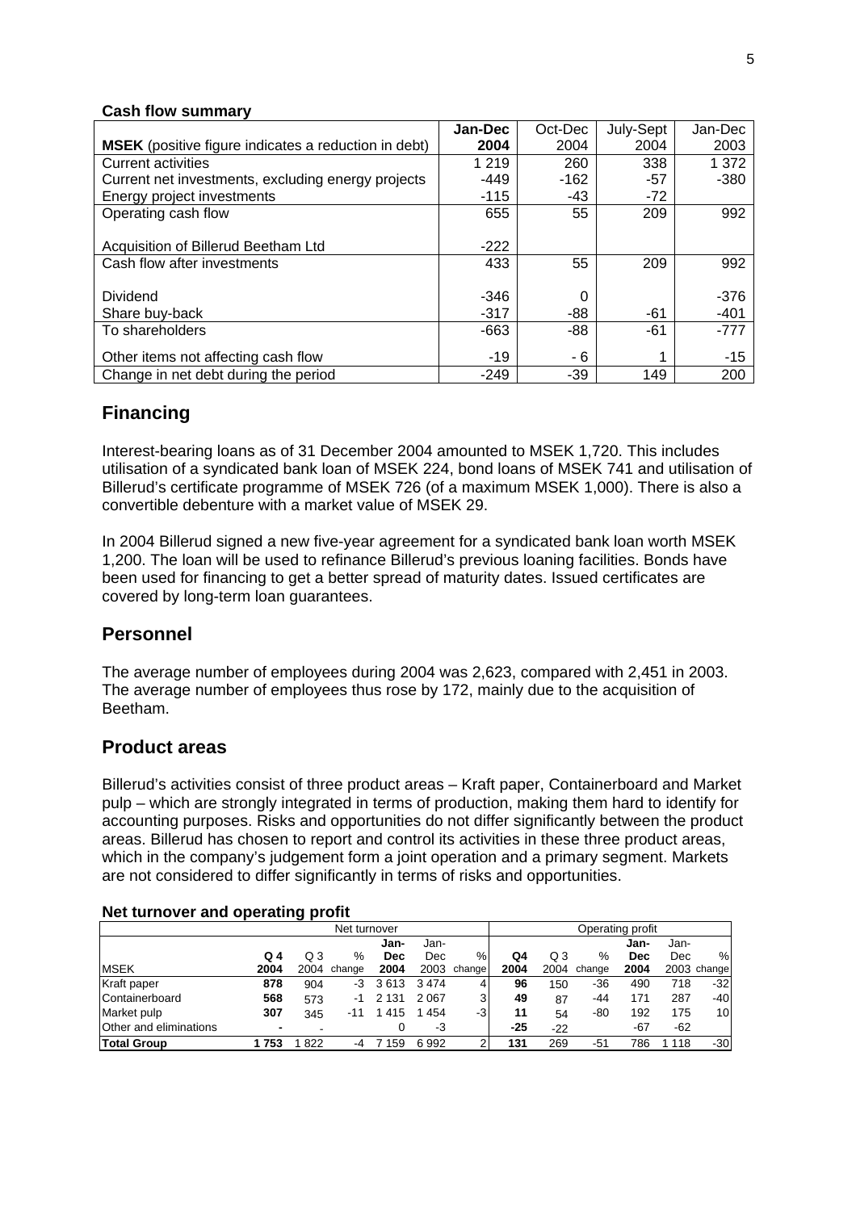**Cash flow summary**

| **MSEK** (positive figure indicates a reduction in debt) | **Jan-Dec 2004** | Oct-Dec 2004 | July-Sept 2004 | Jan-Dec 2003 |
|---|---|---|---|---|
| Current activities | 1 219 | 260 | 338 | 1 372 |
| Current net investments, excluding energy projects | -449 | -162 | -57 | -380 |
| Energy project investments | -115 | -43 | -72 | |
| Operating cash flow | 655 | 55 | 209 | 992 |
| Acquisition of Billerud Beetham Ltd | -222 | | | |
| Cash flow after investments | 433 | 55 | 209 | 992 |
| Dividend | -346 | 0 | | -376 |
| Share buy-back | -317 | -88 | -61 | -401 |
| To shareholders | -663 | -88 | -61 | -777 |
| Other items not affecting cash flow | -19 | - 6 | 1 | -15 |
| Change in net debt during the period | -249 | -39 | 149 | 200 |

## Financing

Interest-bearing loans as of 31 December 2004 amounted to MSEK 1,720. This includes utilisation of a syndicated bank loan of MSEK 224, bond loans of MSEK 741 and utilisation of Billerud's certificate programme of MSEK 726 (of a maximum MSEK 1,000). There is also a convertible debenture with a market value of MSEK 29.

In 2004 Billerud signed a new five-year agreement for a syndicated bank loan worth MSEK 1,200. The loan will be used to refinance Billerud's previous loaning facilities. Bonds have been used for financing to get a better spread of maturity dates. Issued certificates are covered by long-term loan guarantees.

## Personnel

The average number of employees during 2004 was 2,623, compared with 2,451 in 2003. The average number of employees thus rose by 172, mainly due to the acquisition of Beetham.

## Product areas

Billerud's activities consist of three product areas – Kraft paper, Containerboard and Market pulp – which are strongly integrated in terms of production, making them hard to identify for accounting purposes. Risks and opportunities do not differ significantly between the product areas. Billerud has chosen to report and control its activities in these three product areas, which in the company's judgement form a joint operation and a primary segment. Markets are not considered to differ significantly in terms of risks and opportunities.

**Net turnover and operating profit**

| | Net turnover | | | | | | Operating profit | | | | | |
|---|---|---|---|---|---|---|---|---|---|---|---|---|
| MSEK | **Q 4 2004** | Q 3 2004 | % change | **Jan-Dec 2004** | Jan-Dec 2003 | % change | **Q4 2004** | Q 3 2004 | % change | **Jan-Dec 2004** | Jan-Dec 2003 | % change |
| Kraft paper | **878** | 904 | -3 | 3 613 | 3 474 | 4 | **96** | 150 | -36 | 490 | 718 | -32 |
| Containerboard | **568** | 573 | -1 | 2 131 | 2 067 | 3 | **49** | 87 | -44 | 171 | 287 | -40 |
| Market pulp | **307** | 345 | -11 | 1 415 | 1 454 | -3 | **11** | 54 | -80 | 192 | 175 | 10 |
| Other and eliminations | **-** | - | | 0 | -3 | | **-25** | -22 | | -67 | -62 | |
| **Total Group** | **1 753** | 1 822 | -4 | 7 159 | 6 992 | 2 | **131** | 269 | -51 | 786 | 1 118 | -30 |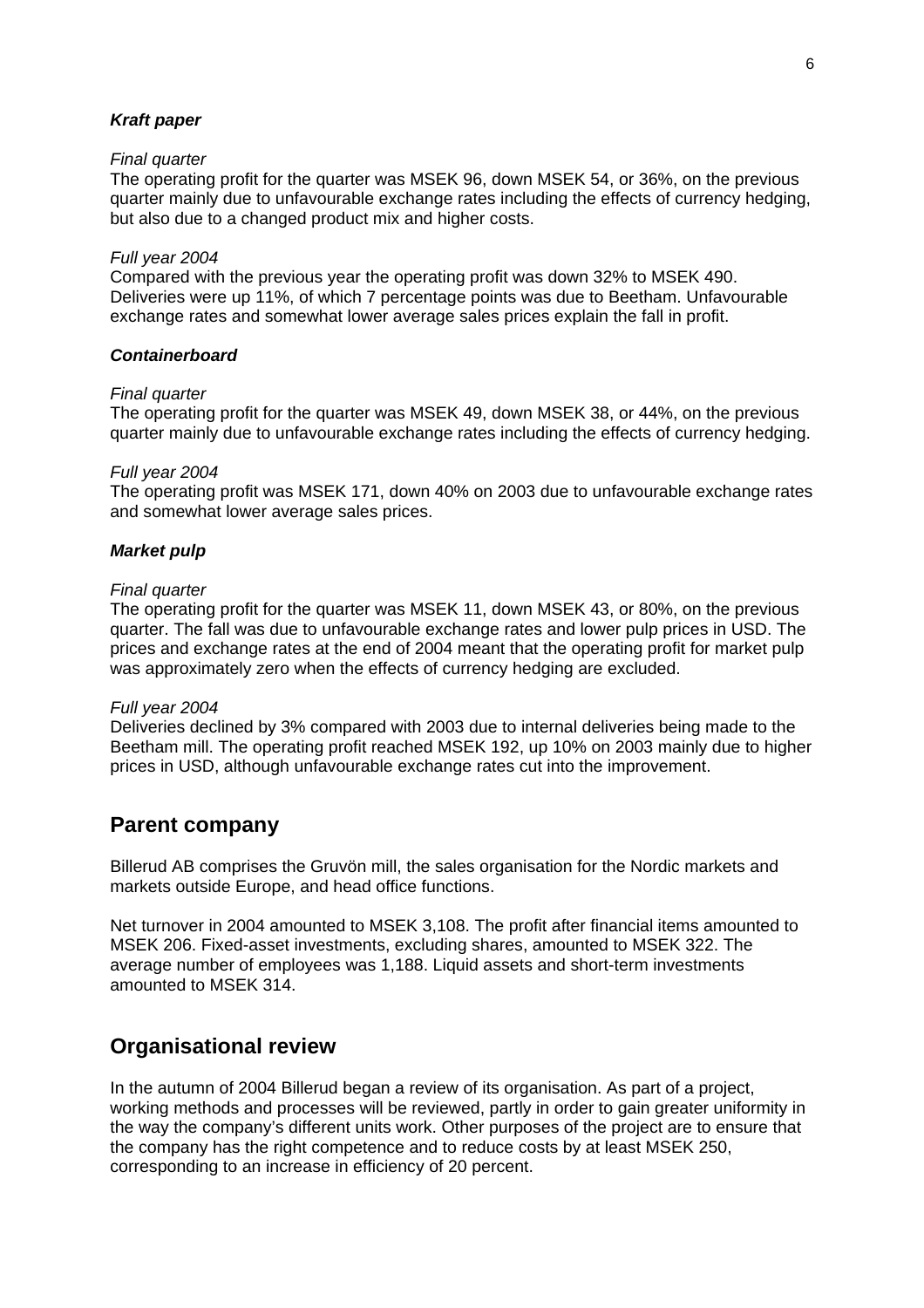### Kraft paper

*Final quarter*

The operating profit for the quarter was MSEK 96, down MSEK 54, or 36%, on the previous quarter mainly due to unfavourable exchange rates including the effects of currency hedging, but also due to a changed product mix and higher costs.

*Full year 2004*

Compared with the previous year the operating profit was down 32% to MSEK 490. Deliveries were up 11%, of which 7 percentage points was due to Beetham. Unfavourable exchange rates and somewhat lower average sales prices explain the fall in profit.

### Containerboard

*Final quarter*

The operating profit for the quarter was MSEK 49, down MSEK 38, or 44%, on the previous quarter mainly due to unfavourable exchange rates including the effects of currency hedging.

*Full year 2004*

The operating profit was MSEK 171, down 40% on 2003 due to unfavourable exchange rates and somewhat lower average sales prices.

### Market pulp

*Final quarter*

The operating profit for the quarter was MSEK 11, down MSEK 43, or 80%, on the previous quarter. The fall was due to unfavourable exchange rates and lower pulp prices in USD. The prices and exchange rates at the end of 2004 meant that the operating profit for market pulp was approximately zero when the effects of currency hedging are excluded.

*Full year 2004*

Deliveries declined by 3% compared with 2003 due to internal deliveries being made to the Beetham mill. The operating profit reached MSEK 192, up 10% on 2003 mainly due to higher prices in USD, although unfavourable exchange rates cut into the improvement.

## Parent company

Billerud AB comprises the Gruvön mill, the sales organisation for the Nordic markets and markets outside Europe, and head office functions.

Net turnover in 2004 amounted to MSEK 3,108. The profit after financial items amounted to MSEK 206. Fixed-asset investments, excluding shares, amounted to MSEK 322. The average number of employees was 1,188. Liquid assets and short-term investments amounted to MSEK 314.

## Organisational review

In the autumn of 2004 Billerud began a review of its organisation. As part of a project, working methods and processes will be reviewed, partly in order to gain greater uniformity in the way the company's different units work. Other purposes of the project are to ensure that the company has the right competence and to reduce costs by at least MSEK 250, corresponding to an increase in efficiency of 20 percent.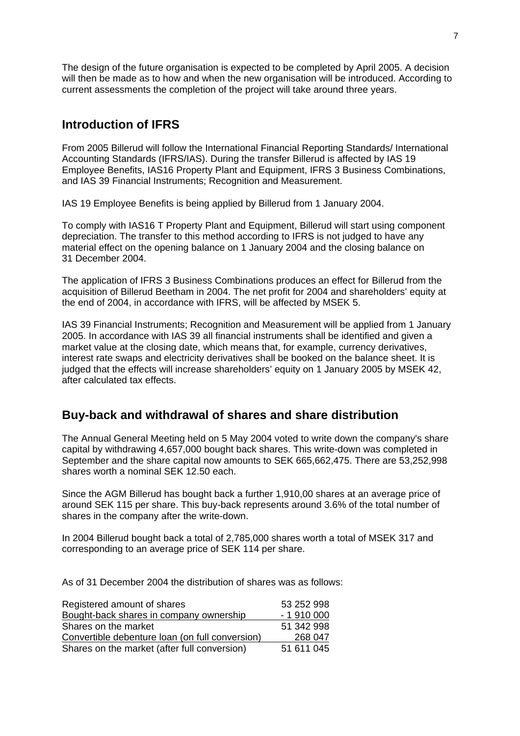The design of the future organisation is expected to be completed by April 2005. A decision will then be made as to how and when the new organisation will be introduced. According to current assessments the completion of the project will take around three years.

## Introduction of IFRS

From 2005 Billerud will follow the International Financial Reporting Standards/ International Accounting Standards (IFRS/IAS). During the transfer Billerud is affected by IAS 19 Employee Benefits, IAS16 Property Plant and Equipment, IFRS 3 Business Combinations, and IAS 39 Financial Instruments; Recognition and Measurement.

IAS 19 Employee Benefits is being applied by Billerud from 1 January 2004.

To comply with IAS16 T Property Plant and Equipment, Billerud will start using component depreciation. The transfer to this method according to IFRS is not judged to have any material effect on the opening balance on 1 January 2004 and the closing balance on 31 December 2004.

The application of IFRS 3 Business Combinations produces an effect for Billerud from the acquisition of Billerud Beetham in 2004. The net profit for 2004 and shareholders' equity at the end of 2004, in accordance with IFRS, will be affected by MSEK 5.

IAS 39 Financial Instruments; Recognition and Measurement will be applied from 1 January 2005. In accordance with IAS 39 all financial instruments shall be identified and given a market value at the closing date, which means that, for example, currency derivatives, interest rate swaps and electricity derivatives shall be booked on the balance sheet. It is judged that the effects will increase shareholders' equity on 1 January 2005 by MSEK 42, after calculated tax effects.

## Buy-back and withdrawal of shares and share distribution

The Annual General Meeting held on 5 May 2004 voted to write down the company's share capital by withdrawing 4,657,000 bought back shares. This write-down was completed in September and the share capital now amounts to SEK 665,662,475. There are 53,252,998 shares worth a nominal SEK 12.50 each.

Since the AGM Billerud has bought back a further 1,910,00 shares at an average price of around SEK 115 per share. This buy-back represents around 3.6% of the total number of shares in the company after the write-down.

In 2004 Billerud bought back a total of 2,785,000 shares worth a total of MSEK 317 and corresponding to an average price of SEK 114 per share.

As of 31 December 2004 the distribution of shares was as follows:

| | |
|---|---:|
| Registered amount of shares | 53 252 998 |
| Bought-back shares in company ownership | - 1 910 000 |
| Shares on the market | 51 342 998 |
| Convertible debenture loan (on full conversion) | 268 047 |
| Shares on the market (after full conversion) | 51 611 045 |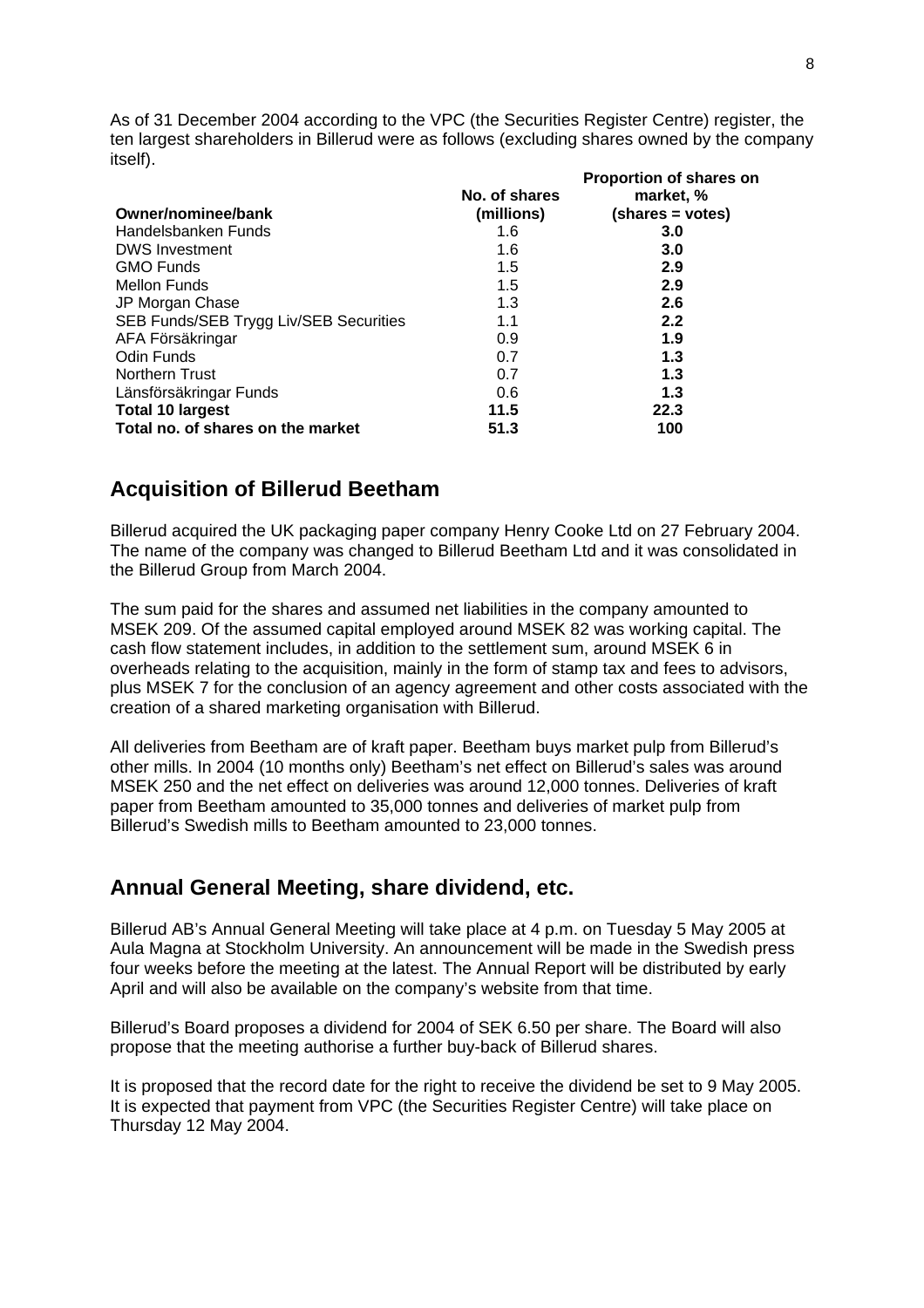As of 31 December 2004 according to the VPC (the Securities Register Centre) register, the ten largest shareholders in Billerud were as follows (excluding shares owned by the company itself).

| Owner/nominee/bank | No. of shares (millions) | Proportion of shares on market, % (shares = votes) |
|---|---|---|
| Handelsbanken Funds | 1.6 | **3.0** |
| DWS Investment | 1.6 | **3.0** |
| GMO Funds | 1.5 | **2.9** |
| Mellon Funds | 1.5 | **2.9** |
| JP Morgan Chase | 1.3 | **2.6** |
| SEB Funds/SEB Trygg Liv/SEB Securities | 1.1 | **2.2** |
| AFA Försäkringar | 0.9 | **1.9** |
| Odin Funds | 0.7 | **1.3** |
| Northern Trust | 0.7 | **1.3** |
| Länsförsäkringar Funds | 0.6 | **1.3** |
| **Total 10 largest** | **11.5** | **22.3** |
| **Total no. of shares on the market** | **51.3** | **100** |

## Acquisition of Billerud Beetham

Billerud acquired the UK packaging paper company Henry Cooke Ltd on 27 February 2004. The name of the company was changed to Billerud Beetham Ltd and it was consolidated in the Billerud Group from March 2004.

The sum paid for the shares and assumed net liabilities in the company amounted to MSEK 209. Of the assumed capital employed around MSEK 82 was working capital. The cash flow statement includes, in addition to the settlement sum, around MSEK 6 in overheads relating to the acquisition, mainly in the form of stamp tax and fees to advisors, plus MSEK 7 for the conclusion of an agency agreement and other costs associated with the creation of a shared marketing organisation with Billerud.

All deliveries from Beetham are of kraft paper. Beetham buys market pulp from Billerud's other mills. In 2004 (10 months only) Beetham's net effect on Billerud's sales was around MSEK 250 and the net effect on deliveries was around 12,000 tonnes. Deliveries of kraft paper from Beetham amounted to 35,000 tonnes and deliveries of market pulp from Billerud's Swedish mills to Beetham amounted to 23,000 tonnes.

## Annual General Meeting, share dividend, etc.

Billerud AB's Annual General Meeting will take place at 4 p.m. on Tuesday 5 May 2005 at Aula Magna at Stockholm University. An announcement will be made in the Swedish press four weeks before the meeting at the latest. The Annual Report will be distributed by early April and will also be available on the company's website from that time.

Billerud's Board proposes a dividend for 2004 of SEK 6.50 per share. The Board will also propose that the meeting authorise a further buy-back of Billerud shares.

It is proposed that the record date for the right to receive the dividend be set to 9 May 2005. It is expected that payment from VPC (the Securities Register Centre) will take place on Thursday 12 May 2004.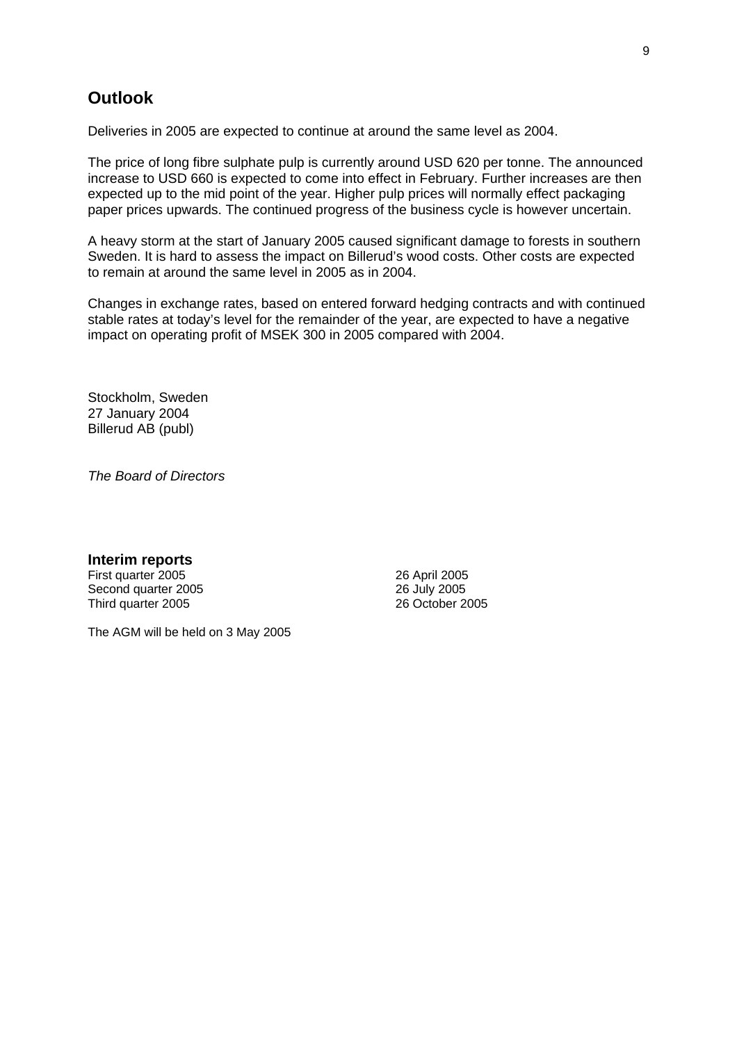## Outlook

Deliveries in 2005 are expected to continue at around the same level as 2004.

The price of long fibre sulphate pulp is currently around USD 620 per tonne. The announced increase to USD 660 is expected to come into effect in February. Further increases are then expected up to the mid point of the year. Higher pulp prices will normally effect packaging paper prices upwards. The continued progress of the business cycle is however uncertain.

A heavy storm at the start of January 2005 caused significant damage to forests in southern Sweden. It is hard to assess the impact on Billerud's wood costs. Other costs are expected to remain at around the same level in 2005 as in 2004.

Changes in exchange rates, based on entered forward hedging contracts and with continued stable rates at today's level for the remainder of the year, are expected to have a negative impact on operating profit of MSEK 300 in 2005 compared with 2004.

Stockholm, Sweden
27 January 2004
Billerud AB (publ)

*The Board of Directors*

### Interim reports

| | |
|---|---|
| First quarter 2005 | 26 April 2005 |
| Second quarter 2005 | 26 July 2005 |
| Third quarter 2005 | 26 October 2005 |

The AGM will be held on 3 May 2005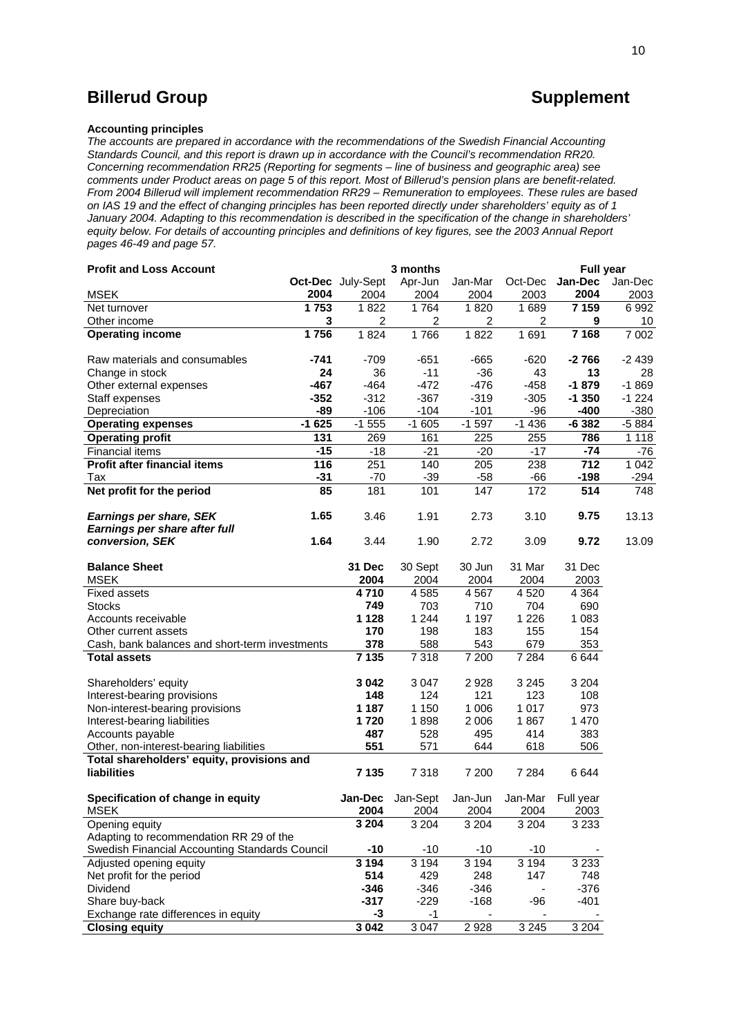# Billerud Group

# Supplement

**Accounting principles**

*The accounts are prepared in accordance with the recommendations of the Swedish Financial Accounting Standards Council, and this report is drawn up in accordance with the Council's recommendation RR20. Concerning recommendation RR25 (Reporting for segments – line of business and geographic area) see comments under Product areas on page 5 of this report. Most of Billerud's pension plans are benefit-related. From 2004 Billerud will implement recommendation RR29 – Remuneration to employees. These rules are based on IAS 19 and the effect of changing principles has been reported directly under shareholders' equity as of 1 January 2004. Adapting to this recommendation is described in the specification of the change in shareholders' equity below. For details of accounting principles and definitions of key figures, see the 2003 Annual Report pages 46-49 and page 57.*

| **Profit and Loss Account** | | 3 months | | | | **Full year** | |
|---|---|---|---|---|---|---|---|
| MSEK | **Oct-Dec 2004** | July-Sept 2004 | Apr-Jun 2004 | Jan-Mar 2004 | Oct-Dec 2003 | **Jan-Dec 2004** | Jan-Dec 2003 |
| Net turnover | **1 753** | 1 822 | 1 764 | 1 820 | 1 689 | **7 159** | 6 992 |
| Other income | **3** | 2 | 2 | 2 | 2 | **9** | 10 |
| **Operating income** | **1 756** | 1 824 | 1 766 | 1 822 | 1 691 | **7 168** | 7 002 |
| Raw materials and consumables | **-741** | -709 | -651 | -665 | -620 | **-2 766** | -2 439 |
| Change in stock | **24** | 36 | -11 | -36 | 43 | **13** | 28 |
| Other external expenses | **-467** | -464 | -472 | -476 | -458 | **-1 879** | -1 869 |
| Staff expenses | **-352** | -312 | -367 | -319 | -305 | **-1 350** | -1 224 |
| Depreciation | **-89** | -106 | -104 | -101 | -96 | **-400** | -380 |
| **Operating expenses** | **-1 625** | -1 555 | -1 605 | -1 597 | -1 436 | **-6 382** | -5 884 |
| **Operating profit** | **131** | 269 | 161 | 225 | 255 | **786** | 1 118 |
| Financial items | **-15** | -18 | -21 | -20 | -17 | **-74** | -76 |
| **Profit after financial items** | **116** | 251 | 140 | 205 | 238 | **712** | 1 042 |
| Tax | **-31** | -70 | -39 | -58 | -66 | **-198** | -294 |
| **Net profit for the period** | **85** | 181 | 101 | 147 | 172 | **514** | 748 |
| ***Earnings per share, SEK*** | **1.65** | 3.46 | 1.91 | 2.73 | 3.10 | **9.75** | 13.13 |
| ***Earnings per share after full conversion, SEK*** | **1.64** | 3.44 | 1.90 | 2.72 | 3.09 | **9.72** | 13.09 |

| **Balance Sheet** MSEK | **31 Dec 2004** | 30 Sept 2004 | 30 Jun 2004 | 31 Mar 2004 | 31 Dec 2003 |
|---|---|---|---|---|---|
| Fixed assets | **4 710** | 4 585 | 4 567 | 4 520 | 4 364 |
| Stocks | **749** | 703 | 710 | 704 | 690 |
| Accounts receivable | **1 128** | 1 244 | 1 197 | 1 226 | 1 083 |
| Other current assets | **170** | 198 | 183 | 155 | 154 |
| Cash, bank balances and short-term investments | **378** | 588 | 543 | 679 | 353 |
| **Total assets** | **7 135** | 7 318 | 7 200 | 7 284 | 6 644 |
| Shareholders' equity | **3 042** | 3 047 | 2 928 | 3 245 | 3 204 |
| Interest-bearing provisions | **148** | 124 | 121 | 123 | 108 |
| Non-interest-bearing provisions | **1 187** | 1 150 | 1 006 | 1 017 | 973 |
| Interest-bearing liabilities | **1 720** | 1 898 | 2 006 | 1 867 | 1 470 |
| Accounts payable | **487** | 528 | 495 | 414 | 383 |
| Other, non-interest-bearing liabilities | **551** | 571 | 644 | 618 | 506 |
| **Total shareholders' equity, provisions and liabilities** | **7 135** | 7 318 | 7 200 | 7 284 | 6 644 |

| **Specification of change in equity** MSEK | **Jan-Dec 2004** | Jan-Sept 2004 | Jan-Jun 2004 | Jan-Mar 2004 | Full year 2003 |
|---|---|---|---|---|---|
| Opening equity | **3 204** | 3 204 | 3 204 | 3 204 | 3 233 |
| Adapting to recommendation RR 29 of the Swedish Financial Accounting Standards Council | **-10** | -10 | -10 | -10 | - |
| Adjusted opening equity | **3 194** | 3 194 | 3 194 | 3 194 | 3 233 |
| Net profit for the period | **514** | 429 | 248 | 147 | 748 |
| Dividend | **-346** | -346 | -346 | - | -376 |
| Share buy-back | **-317** | -229 | -168 | -96 | -401 |
| Exchange rate differences in equity | **-3** | -1 | - | - | - |
| **Closing equity** | **3 042** | 3 047 | 2 928 | 3 245 | 3 204 |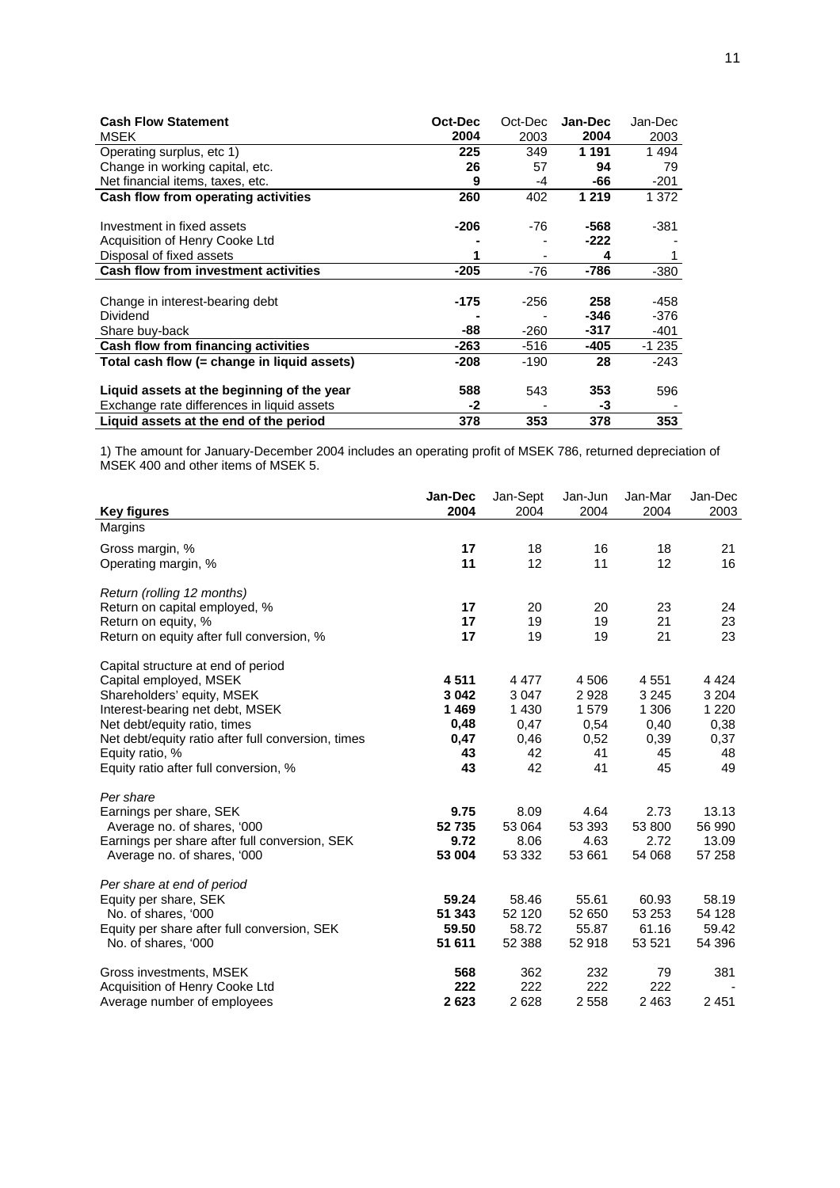| **Cash Flow Statement** MSEK | **Oct-Dec 2004** | Oct-Dec 2003 | **Jan-Dec 2004** | Jan-Dec 2003 |
|---|---|---|---|---|
| Operating surplus, etc 1) | **225** | 349 | **1 191** | 1 494 |
| Change in working capital, etc. | **26** | 57 | **94** | 79 |
| Net financial items, taxes, etc. | **9** | -4 | **-66** | -201 |
| **Cash flow from operating activities** | **260** | 402 | **1 219** | 1 372 |
| | | | | |
| Investment in fixed assets | **-206** | -76 | **-568** | -381 |
| Acquisition of Henry Cooke Ltd | **-** | - | **-222** | - |
| Disposal of fixed assets | **1** | - | **4** | 1 |
| **Cash flow from investment activities** | **-205** | -76 | **-786** | -380 |
| | | | | |
| Change in interest-bearing debt | **-175** | -256 | **258** | -458 |
| Dividend | **-** | - | **-346** | -376 |
| Share buy-back | **-88** | -260 | **-317** | -401 |
| **Cash flow from financing activities** | **-263** | -516 | **-405** | -1 235 |
| **Total cash flow (= change in liquid assets)** | **-208** | -190 | **28** | -243 |
| | | | | |
| **Liquid assets at the beginning of the year** | **588** | 543 | **353** | 596 |
| Exchange rate differences in liquid assets | **-2** | - | **-3** | - |
| **Liquid assets at the end of the period** | **378** | 353 | **378** | **353** |

1) The amount for January-December 2004 includes an operating profit of MSEK 786, returned depreciation of MSEK 400 and other items of MSEK 5.

| **Key figures** | **Jan-Dec 2004** | Jan-Sept 2004 | Jan-Jun 2004 | Jan-Mar 2004 | Jan-Dec 2003 |
|---|---|---|---|---|---|
| Margins | | | | | |
| Gross margin, % | **17** | 18 | 16 | 18 | 21 |
| Operating margin, % | **11** | 12 | 11 | 12 | 16 |
| | | | | | |
| *Return (rolling 12 months)* | | | | | |
| Return on capital employed, % | **17** | 20 | 20 | 23 | 24 |
| Return on equity, % | **17** | 19 | 19 | 21 | 23 |
| Return on equity after full conversion, % | **17** | 19 | 19 | 21 | 23 |
| | | | | | |
| Capital structure at end of period | | | | | |
| Capital employed, MSEK | **4 511** | 4 477 | 4 506 | 4 551 | 4 424 |
| Shareholders' equity, MSEK | **3 042** | 3 047 | 2 928 | 3 245 | 3 204 |
| Interest-bearing net debt, MSEK | **1 469** | 1 430 | 1 579 | 1 306 | 1 220 |
| Net debt/equity ratio, times | **0,48** | 0,47 | 0,54 | 0,40 | 0,38 |
| Net debt/equity ratio after full conversion, times | **0,47** | 0,46 | 0,52 | 0,39 | 0,37 |
| Equity ratio, % | **43** | 42 | 41 | 45 | 48 |
| Equity ratio after full conversion, % | **43** | 42 | 41 | 45 | 49 |
| | | | | | |
| *Per share* | | | | | |
| Earnings per share, SEK | **9.75** | 8.09 | 4.64 | 2.73 | 13.13 |
| Average no. of shares, '000 | **52 735** | 53 064 | 53 393 | 53 800 | 56 990 |
| Earnings per share after full conversion, SEK | **9.72** | 8.06 | 4.63 | 2.72 | 13.09 |
| Average no. of shares, '000 | **53 004** | 53 332 | 53 661 | 54 068 | 57 258 |
| | | | | | |
| *Per share at end of period* | | | | | |
| Equity per share, SEK | **59.24** | 58.46 | 55.61 | 60.93 | 58.19 |
| No. of shares, '000 | **51 343** | 52 120 | 52 650 | 53 253 | 54 128 |
| Equity per share after full conversion, SEK | **59.50** | 58.72 | 55.87 | 61.16 | 59.42 |
| No. of shares, '000 | **51 611** | 52 388 | 52 918 | 53 521 | 54 396 |
| | | | | | |
| Gross investments, MSEK | **568** | 362 | 232 | 79 | 381 |
| Acquisition of Henry Cooke Ltd | **222** | 222 | 222 | 222 | - |
| Average number of employees | **2 623** | 2 628 | 2 558 | 2 463 | 2 451 |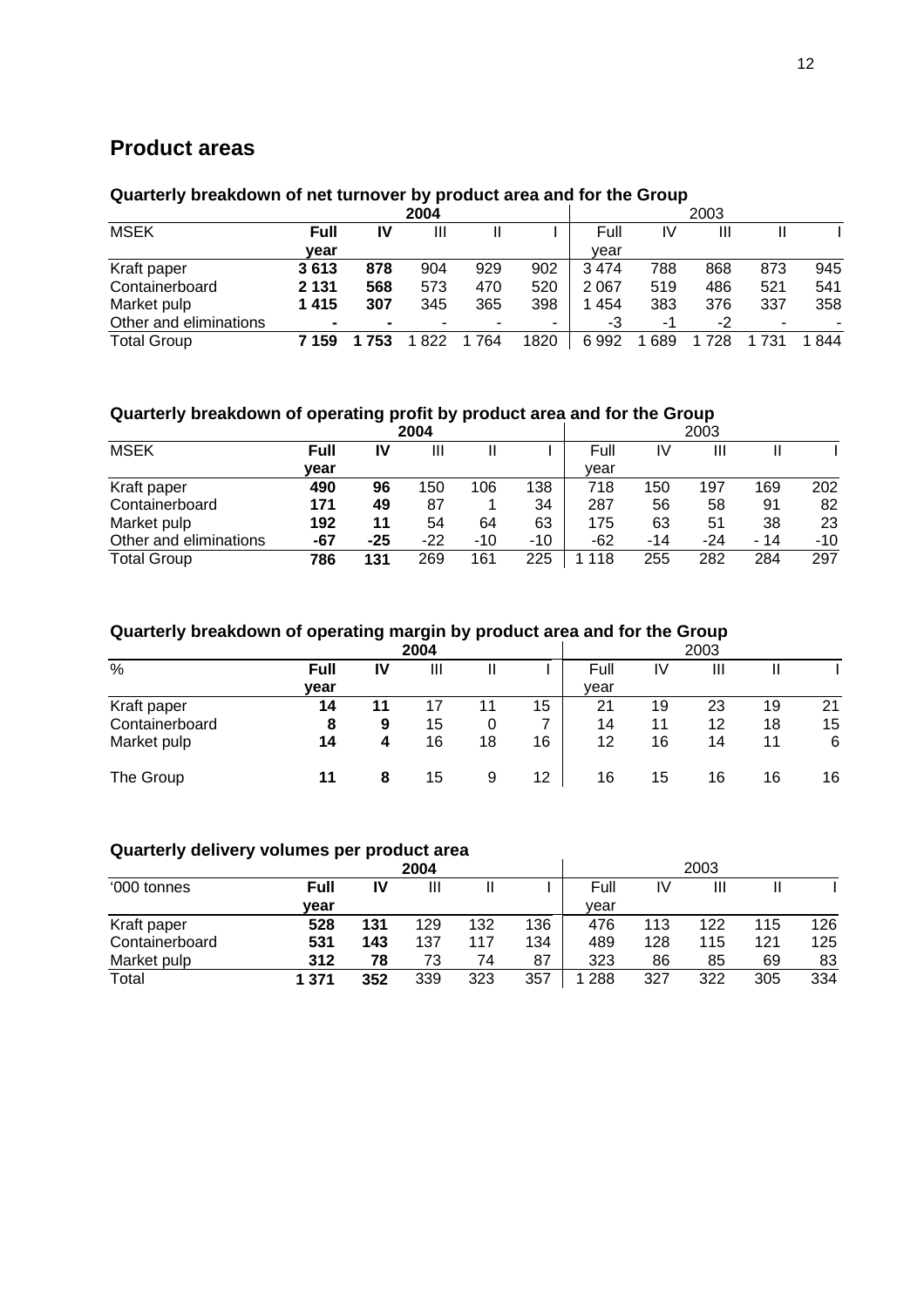## Product areas

### Quarterly breakdown of net turnover by product area and for the Group

| | 2004 | | | | | 2003 | | | | |
|---|---|---|---|---|---|---|---|---|---|---|
| MSEK | **Full year** | **IV** | III | II | I | Full year | IV | III | II | I |
| Kraft paper | **3 613** | **878** | 904 | 929 | 902 | 3 474 | 788 | 868 | 873 | 945 |
| Containerboard | **2 131** | **568** | 573 | 470 | 520 | 2 067 | 519 | 486 | 521 | 541 |
| Market pulp | **1 415** | **307** | 345 | 365 | 398 | 1 454 | 383 | 376 | 337 | 358 |
| Other and eliminations | **-** | **-** | - | - | - | -3 | -1 | -2 | - | - |
| Total Group | **7 159** | **1 753** | 1 822 | 1 764 | 1820 | 6 992 | 1 689 | 1 728 | 1 731 | 1 844 |

### Quarterly breakdown of operating profit by product area and for the Group

| | 2004 | | | | | 2003 | | | | |
|---|---|---|---|---|---|---|---|---|---|---|
| MSEK | **Full year** | **IV** | III | II | I | Full year | IV | III | II | I |
| Kraft paper | **490** | **96** | 150 | 106 | 138 | 718 | 150 | 197 | 169 | 202 |
| Containerboard | **171** | **49** | 87 | 1 | 34 | 287 | 56 | 58 | 91 | 82 |
| Market pulp | **192** | **11** | 54 | 64 | 63 | 175 | 63 | 51 | 38 | 23 |
| Other and eliminations | **-67** | **-25** | -22 | -10 | -10 | -62 | -14 | -24 | - 14 | -10 |
| Total Group | **786** | **131** | 269 | 161 | 225 | 1 118 | 255 | 282 | 284 | 297 |

### Quarterly breakdown of operating margin by product area and for the Group

| | 2004 | | | | | 2003 | | | | |
|---|---|---|---|---|---|---|---|---|---|---|
| % | **Full year** | **IV** | III | II | I | Full year | IV | III | II | I |
| Kraft paper | **14** | **11** | 17 | 11 | 15 | 21 | 19 | 23 | 19 | 21 |
| Containerboard | **8** | **9** | 15 | 0 | 7 | 14 | 11 | 12 | 18 | 15 |
| Market pulp | **14** | **4** | 16 | 18 | 16 | 12 | 16 | 14 | 11 | 6 |
| The Group | **11** | **8** | 15 | 9 | 12 | 16 | 15 | 16 | 16 | 16 |

### Quarterly delivery volumes per product area

| | 2004 | | | | | 2003 | | | | |
|---|---|---|---|---|---|---|---|---|---|---|
| '000 tonnes | **Full year** | **IV** | III | II | I | Full year | IV | III | II | I |
| Kraft paper | **528** | **131** | 129 | 132 | 136 | 476 | 113 | 122 | 115 | 126 |
| Containerboard | **531** | **143** | 137 | 117 | 134 | 489 | 128 | 115 | 121 | 125 |
| Market pulp | **312** | **78** | 73 | 74 | 87 | 323 | 86 | 85 | 69 | 83 |
| Total | **1 371** | **352** | 339 | 323 | 357 | 1 288 | 327 | 322 | 305 | 334 |